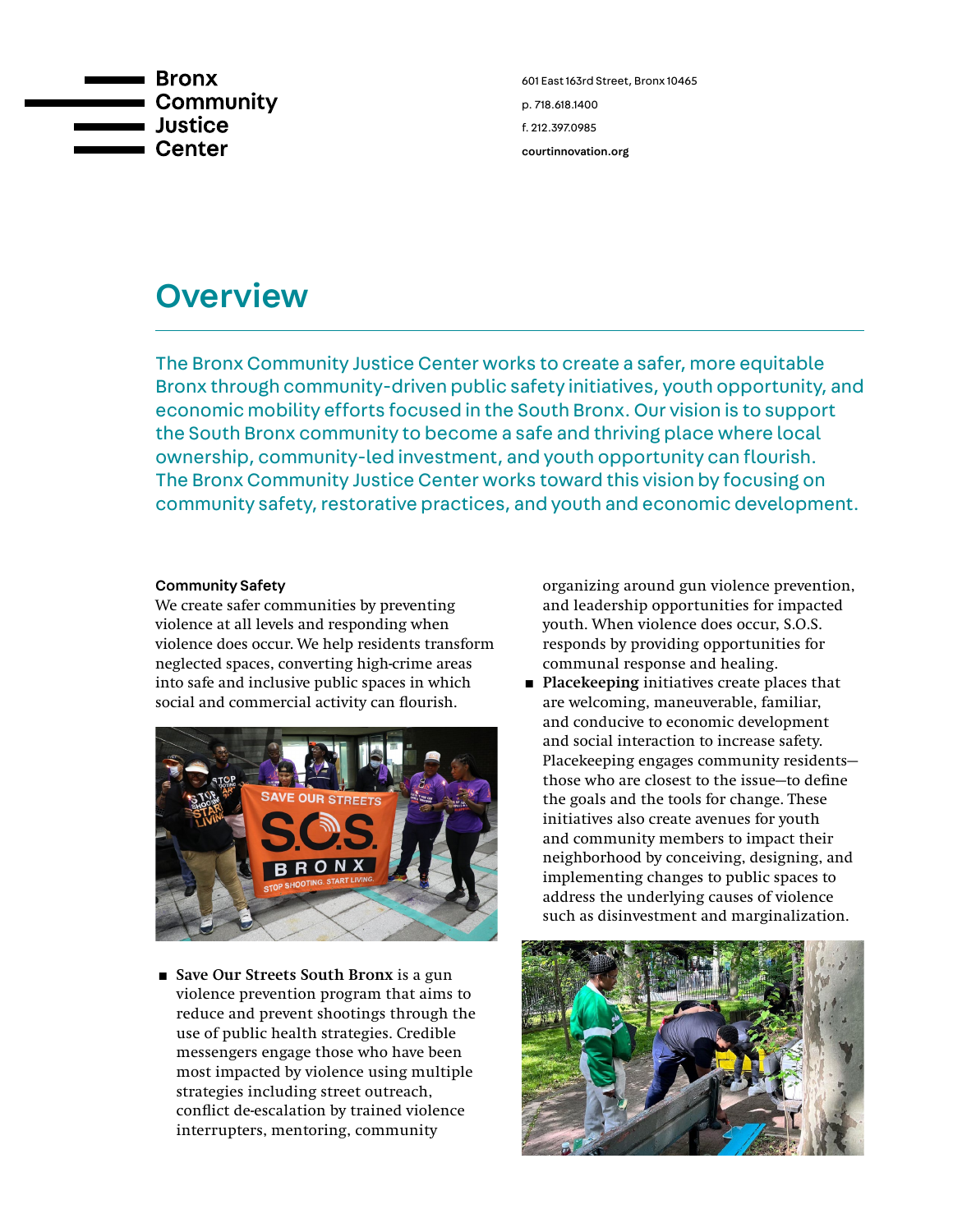Bronx Community Justice Center

601 East 163rd Street, Bronx 10465
p. 718.618.1400
f. 212.397.0985
courtinnovation.org

# Overview

The Bronx Community Justice Center works to create a safer, more equitable Bronx through community-driven public safety initiatives, youth opportunity, and economic mobility efforts focused in the South Bronx. Our vision is to support the South Bronx community to become a safe and thriving place where local ownership, community-led investment, and youth opportunity can flourish. The Bronx Community Justice Center works toward this vision by focusing on community safety, restorative practices, and youth and economic development.

### Community Safety

We create safer communities by preventing violence at all levels and responding when violence does occur. We help residents transform neglected spaces, converting high-crime areas into safe and inclusive public spaces in which social and commercial activity can flourish.

- **Save Our Streets South Bronx** is a gun violence prevention program that aims to reduce and prevent shootings through the use of public health strategies. Credible messengers engage those who have been most impacted by violence using multiple strategies including street outreach, conflict de-escalation by trained violence interrupters, mentoring, community organizing around gun violence prevention, and leadership opportunities for impacted youth. When violence does occur, S.O.S. responds by providing opportunities for communal response and healing.
- **Placekeeping** initiatives create places that are welcoming, maneuverable, familiar, and conducive to economic development and social interaction to increase safety. Placekeeping engages community residents—those who are closest to the issue—to define the goals and the tools for change. These initiatives also create avenues for youth and community members to impact their neighborhood by conceiving, designing, and implementing changes to public spaces to address the underlying causes of violence such as disinvestment and marginalization.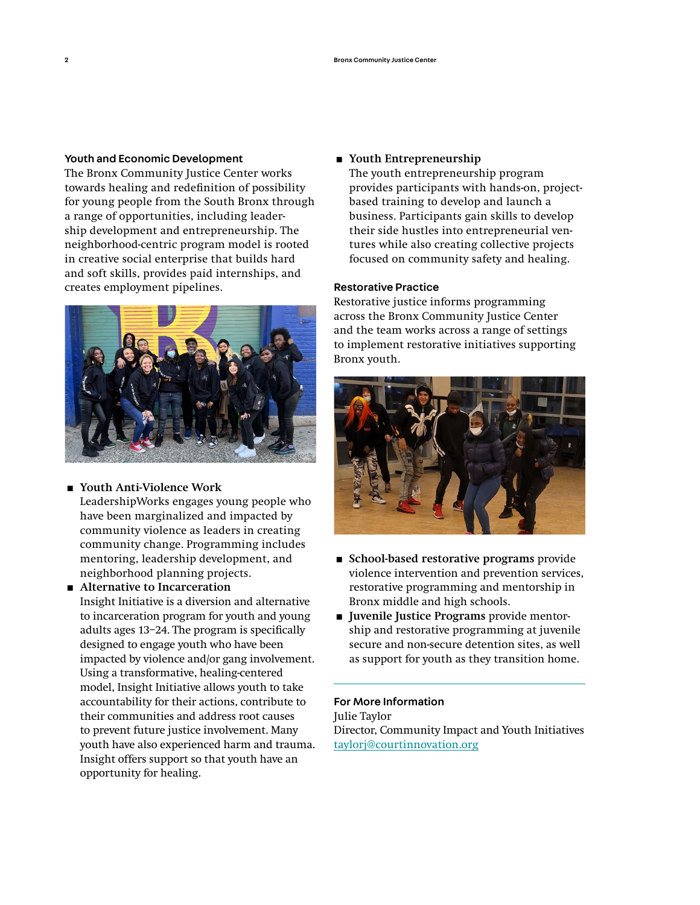### Youth and Economic Development

The Bronx Community Justice Center works towards healing and redefinition of possibility for young people from the South Bronx through a range of opportunities, including leadership development and entrepreneurship. The neighborhood-centric program model is rooted in creative social enterprise that builds hard and soft skills, provides paid internships, and creates employment pipelines.

- **Youth Anti-Violence Work**
  LeadershipWorks engages young people who have been marginalized and impacted by community violence as leaders in creating community change. Programming includes mentoring, leadership development, and neighborhood planning projects.
- **Alternative to Incarceration**
  Insight Initiative is a diversion and alternative to incarceration program for youth and young adults ages 13–24. The program is specifically designed to engage youth who have been impacted by violence and/or gang involvement. Using a transformative, healing-centered model, Insight Initiative allows youth to take accountability for their actions, contribute to their communities and address root causes to prevent future justice involvement. Many youth have also experienced harm and trauma. Insight offers support so that youth have an opportunity for healing.
- **Youth Entrepreneurship**
  The youth entrepreneurship program provides participants with hands-on, project-based training to develop and launch a business. Participants gain skills to develop their side hustles into entrepreneurial ventures while also creating collective projects focused on community safety and healing.

### Restorative Practice

Restorative justice informs programming across the Bronx Community Justice Center and the team works across a range of settings to implement restorative initiatives supporting Bronx youth.

- **School-based restorative programs** provide violence intervention and prevention services, restorative programming and mentorship in Bronx middle and high schools.
- **Juvenile Justice Programs** provide mentorship and restorative programming at juvenile secure and non-secure detention sites, as well as support for youth as they transition home.

---

### For More Information

Julie Taylor
Director, Community Impact and Youth Initiatives
taylorj@courtinnovation.org